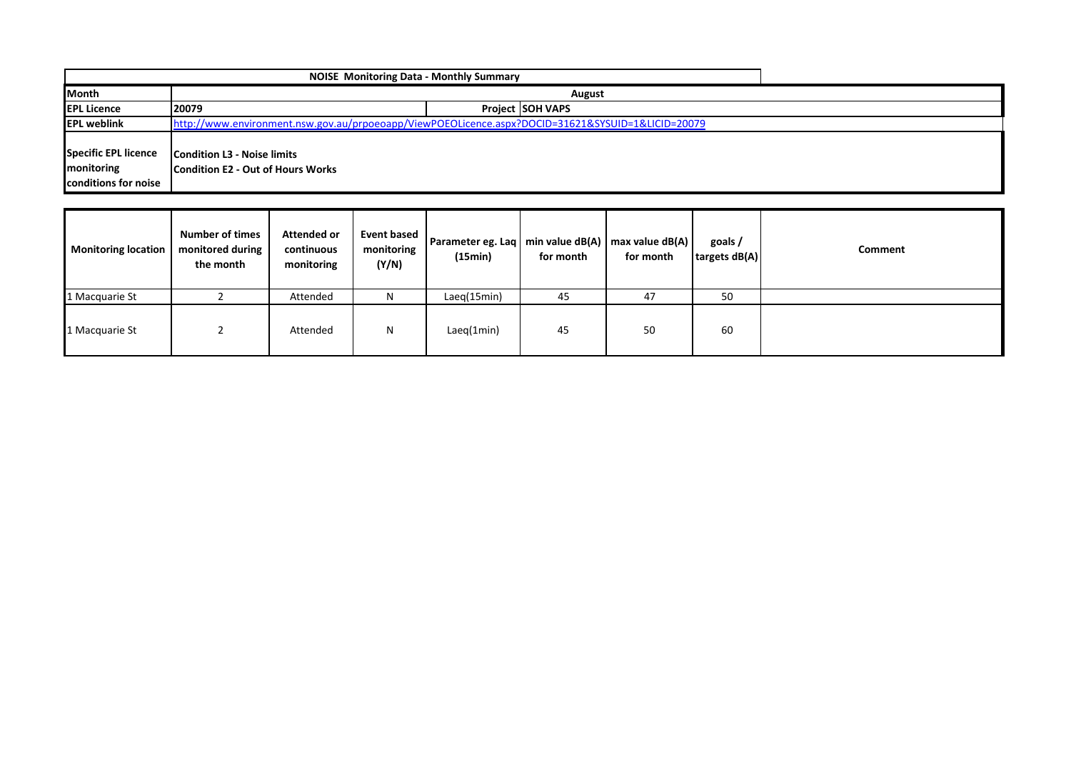| NOISE Monitoring Data - Monthly Summary | | | |
|---|---|---|---|
| **Month** | August | | |
| **EPL Licence** | **20079** | **Project** | **SOH VAPS** |
| **EPL weblink** | http://www.environment.nsw.gov.au/prpoeoapp/ViewPOEOLicence.aspx?DOCID=31621&SYSUID=1&LICID=20079 | | |
| **Specific EPL licence monitoring conditions for noise** | **Condition L3 - Noise limits**<br>**Condition E2 - Out of Hours Works** | | |

| Monitoring location | Number of times monitored during the month | Attended or continuous monitoring | Event based monitoring (Y/N) | Parameter eg. Laq (15min) | min value dB(A) for month | max value dB(A) for month | goals / targets dB(A) | Comment |
|---|---|---|---|---|---|---|---|---|
| 1 Macquarie St | 2 | Attended | N | Laeq(15min) | 45 | 47 | 50 | |
| 1 Macquarie St | 2 | Attended | N | Laeq(1min) | 45 | 50 | 60 | |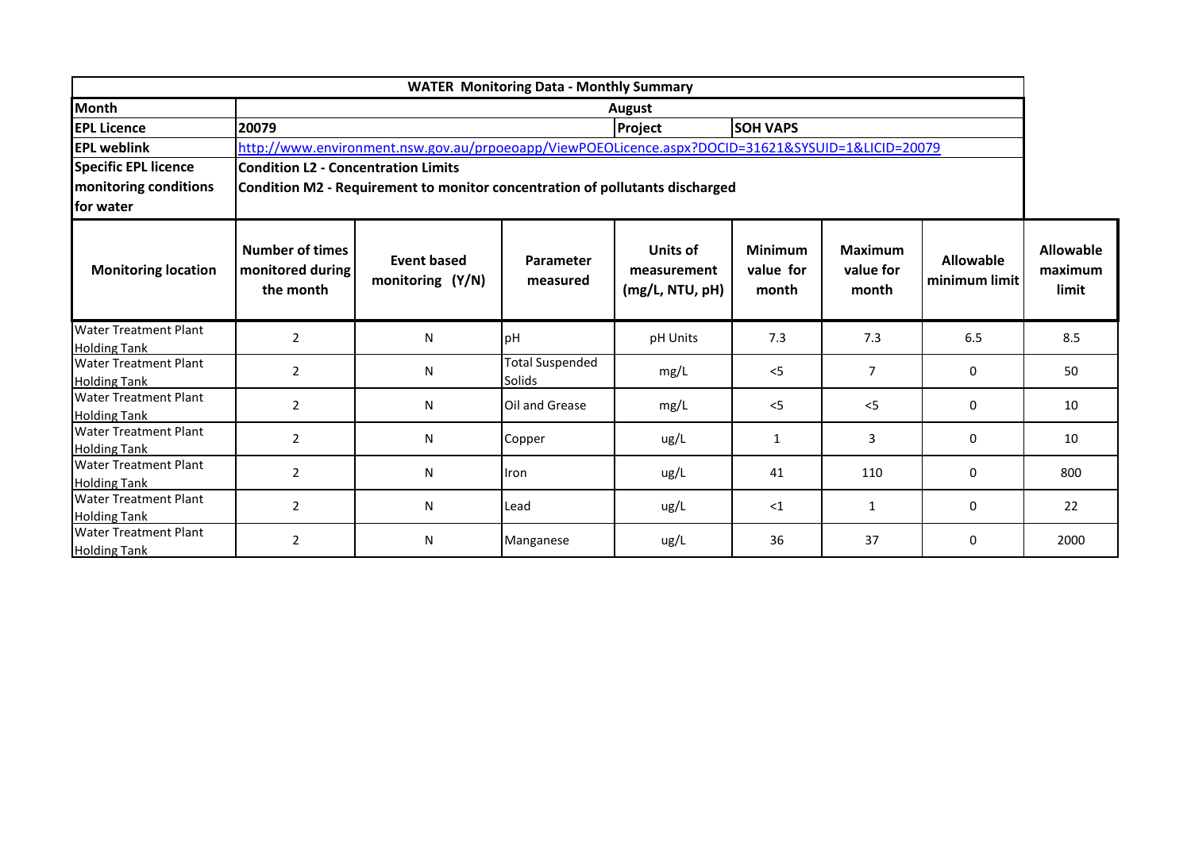| WATER Monitoring Data - Monthly Summary | | | | | | | | |
|---|---|---|---|---|---|---|---|---|
| **Month** | **August** | | | | | | | |
| **EPL Licence** | **20079** | | | **Project** | **SOH VAPS** | | | |
| **EPL weblink** | http://www.environment.nsw.gov.au/prpoeoapp/ViewPOEOLicence.aspx?DOCID=31621&SYSUID=1&LICID=20079 | | | | | | | |
| **Specific EPL licence monitoring conditions for water** | **Condition L2 - Concentration Limits**<br>**Condition M2 - Requirement to monitor concentration of pollutants discharged** | | | | | | | |
| **Monitoring location** | **Number of times monitored during the month** | **Event based monitoring (Y/N)** | **Parameter measured** | **Units of measurement (mg/L, NTU, pH)** | **Minimum value for month** | **Maximum value for month** | **Allowable minimum limit** | **Allowable maximum limit** |
| Water Treatment Plant Holding Tank | 2 | N | pH | pH Units | 7.3 | 7.3 | 6.5 | 8.5 |
| Water Treatment Plant Holding Tank | 2 | N | Total Suspended Solids | mg/L | <5 | 7 | 0 | 50 |
| Water Treatment Plant Holding Tank | 2 | N | Oil and Grease | mg/L | <5 | <5 | 0 | 10 |
| Water Treatment Plant Holding Tank | 2 | N | Copper | ug/L | 1 | 3 | 0 | 10 |
| Water Treatment Plant Holding Tank | 2 | N | Iron | ug/L | 41 | 110 | 0 | 800 |
| Water Treatment Plant Holding Tank | 2 | N | Lead | ug/L | <1 | 1 | 0 | 22 |
| Water Treatment Plant Holding Tank | 2 | N | Manganese | ug/L | 36 | 37 | 0 | 2000 |